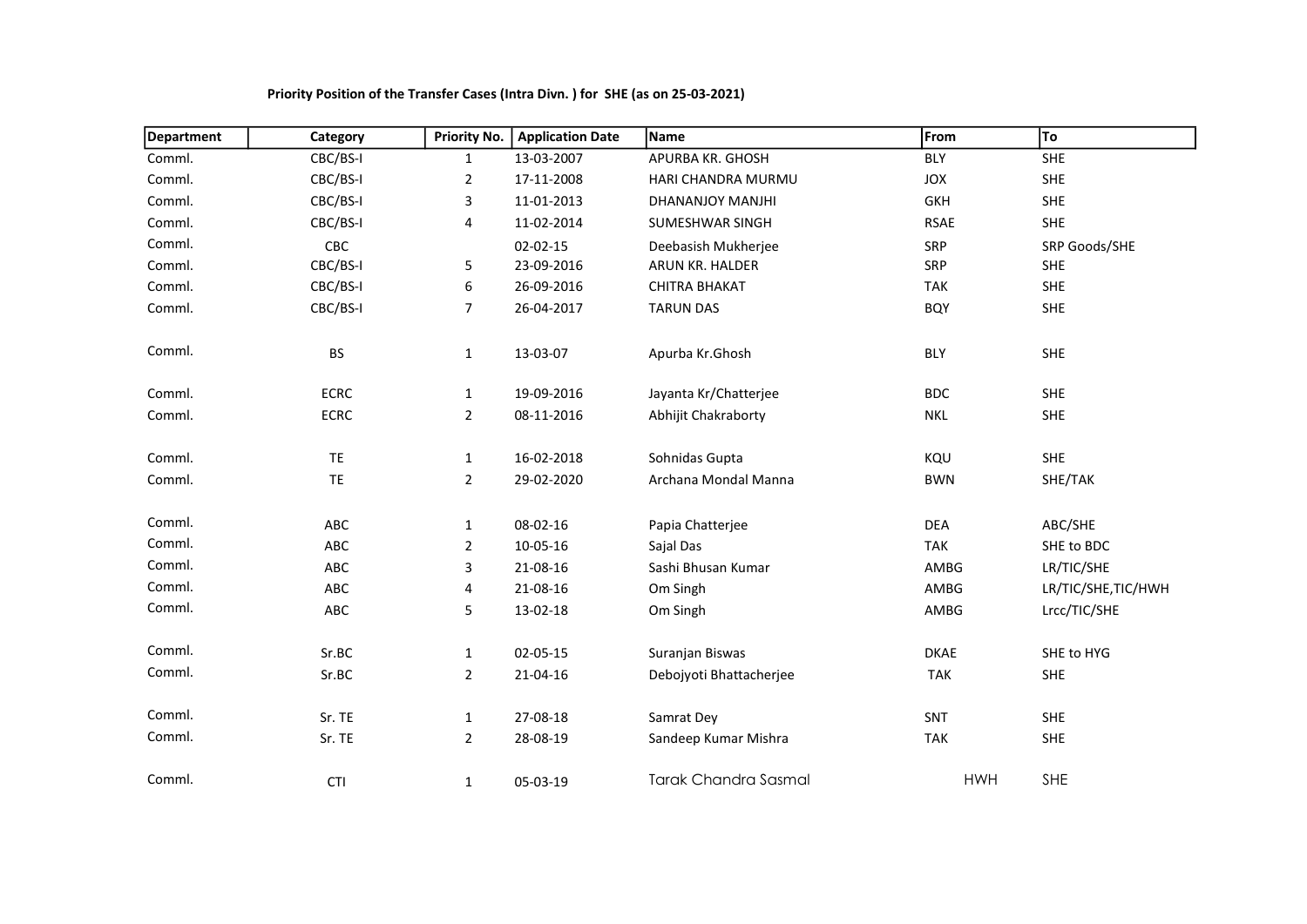**Priority Position of the Transfer Cases (Intra Divn. ) for SHE (as on 25-03-2021)**

| Department | Category | Priority No. | Application Date | Name | From | To |
|---|---|---|---|---|---|---|
| Comml. | CBC/BS-I | 1 | 13-03-2007 | APURBA KR. GHOSH | BLY | SHE |
| Comml. | CBC/BS-I | 2 | 17-11-2008 | HARI CHANDRA MURMU | JOX | SHE |
| Comml. | CBC/BS-I | 3 | 11-01-2013 | DHANANJOY MANJHI | GKH | SHE |
| Comml. | CBC/BS-I | 4 | 11-02-2014 | SUMESHWAR SINGH | RSAE | SHE |
| Comml. | CBC | | 02-02-15 | Deebasish Mukherjee | SRP | SRP Goods/SHE |
| Comml. | CBC/BS-I | 5 | 23-09-2016 | ARUN KR. HALDER | SRP | SHE |
| Comml. | CBC/BS-I | 6 | 26-09-2016 | CHITRA BHAKAT | TAK | SHE |
| Comml. | CBC/BS-I | 7 | 26-04-2017 | TARUN DAS | BQY | SHE |
| Comml. | BS | 1 | 13-03-07 | Apurba Kr.Ghosh | BLY | SHE |
| Comml. | ECRC | 1 | 19-09-2016 | Jayanta Kr/Chatterjee | BDC | SHE |
| Comml. | ECRC | 2 | 08-11-2016 | Abhijit Chakraborty | NKL | SHE |
| Comml. | TE | 1 | 16-02-2018 | Sohnidas Gupta | KQU | SHE |
| Comml. | TE | 2 | 29-02-2020 | Archana Mondal Manna | BWN | SHE/TAK |
| Comml. | ABC | 1 | 08-02-16 | Papia Chatterjee | DEA | ABC/SHE |
| Comml. | ABC | 2 | 10-05-16 | Sajal Das | TAK | SHE to BDC |
| Comml. | ABC | 3 | 21-08-16 | Sashi Bhusan Kumar | AMBG | LR/TIC/SHE |
| Comml. | ABC | 4 | 21-08-16 | Om Singh | AMBG | LR/TIC/SHE,TIC/HWH |
| Comml. | ABC | 5 | 13-02-18 | Om Singh | AMBG | Lrcc/TIC/SHE |
| Comml. | Sr.BC | 1 | 02-05-15 | Suranjan Biswas | DKAE | SHE to HYG |
| Comml. | Sr.BC | 2 | 21-04-16 | Debojyoti Bhattacherjee | TAK | SHE |
| Comml. | Sr. TE | 1 | 27-08-18 | Samrat Dey | SNT | SHE |
| Comml. | Sr. TE | 2 | 28-08-19 | Sandeep Kumar Mishra | TAK | SHE |
| Comml. | CTI | 1 | 05-03-19 | Tarak Chandra Sasmal | HWH | SHE |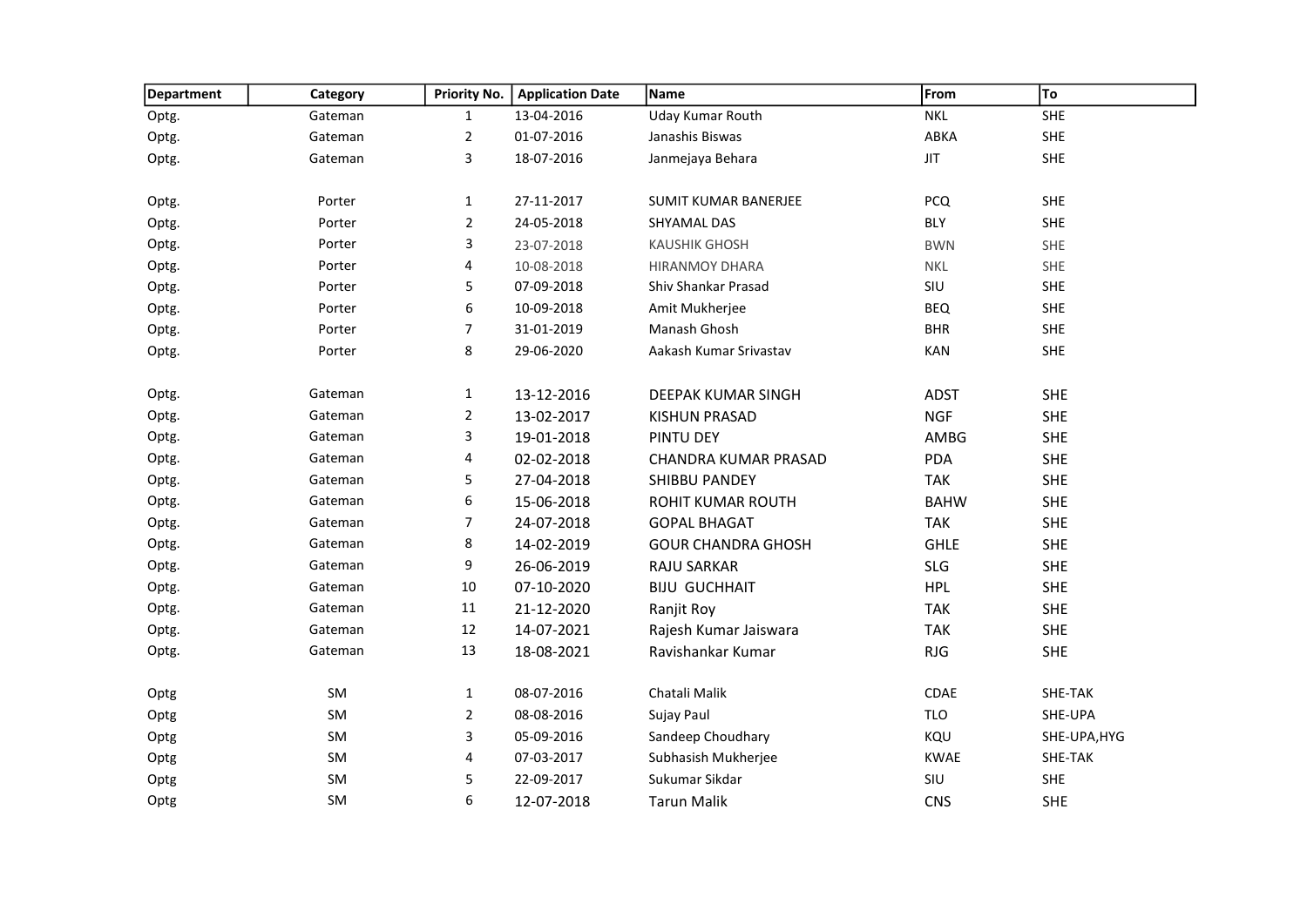| Department | Category | Priority No. | Application Date | Name | From | To |
|---|---|---|---|---|---|---|
| Optg. | Gateman | 1 | 13-04-2016 | Uday Kumar Routh | NKL | SHE |
| Optg. | Gateman | 2 | 01-07-2016 | Janashis Biswas | ABKA | SHE |
| Optg. | Gateman | 3 | 18-07-2016 | Janmejaya Behara | JIT | SHE |
| | | | | | | |
| Optg. | Porter | 1 | 27-11-2017 | SUMIT KUMAR BANERJEE | PCQ | SHE |
| Optg. | Porter | 2 | 24-05-2018 | SHYAMAL DAS | BLY | SHE |
| Optg. | Porter | 3 | 23-07-2018 | KAUSHIK GHOSH | BWN | SHE |
| Optg. | Porter | 4 | 10-08-2018 | HIRANMOY DHARA | NKL | SHE |
| Optg. | Porter | 5 | 07-09-2018 | Shiv Shankar Prasad | SIU | SHE |
| Optg. | Porter | 6 | 10-09-2018 | Amit Mukherjee | BEQ | SHE |
| Optg. | Porter | 7 | 31-01-2019 | Manash Ghosh | BHR | SHE |
| Optg. | Porter | 8 | 29-06-2020 | Aakash Kumar Srivastav | KAN | SHE |
| | | | | | | |
| Optg. | Gateman | 1 | 13-12-2016 | DEEPAK KUMAR SINGH | ADST | SHE |
| Optg. | Gateman | 2 | 13-02-2017 | KISHUN PRASAD | NGF | SHE |
| Optg. | Gateman | 3 | 19-01-2018 | PINTU DEY | AMBG | SHE |
| Optg. | Gateman | 4 | 02-02-2018 | CHANDRA KUMAR PRASAD | PDA | SHE |
| Optg. | Gateman | 5 | 27-04-2018 | SHIBBU PANDEY | TAK | SHE |
| Optg. | Gateman | 6 | 15-06-2018 | ROHIT KUMAR ROUTH | BAHW | SHE |
| Optg. | Gateman | 7 | 24-07-2018 | GOPAL BHAGAT | TAK | SHE |
| Optg. | Gateman | 8 | 14-02-2019 | GOUR CHANDRA GHOSH | GHLE | SHE |
| Optg. | Gateman | 9 | 26-06-2019 | RAJU SARKAR | SLG | SHE |
| Optg. | Gateman | 10 | 07-10-2020 | BIJU GUCHHAIT | HPL | SHE |
| Optg. | Gateman | 11 | 21-12-2020 | Ranjit Roy | TAK | SHE |
| Optg. | Gateman | 12 | 14-07-2021 | Rajesh Kumar Jaiswara | TAK | SHE |
| Optg. | Gateman | 13 | 18-08-2021 | Ravishankar Kumar | RJG | SHE |
| | | | | | | |
| Optg | SM | 1 | 08-07-2016 | Chatali Malik | CDAE | SHE-TAK |
| Optg | SM | 2 | 08-08-2016 | Sujay Paul | TLO | SHE-UPA |
| Optg | SM | 3 | 05-09-2016 | Sandeep Choudhary | KQU | SHE-UPA,HYG |
| Optg | SM | 4 | 07-03-2017 | Subhasish Mukherjee | KWAE | SHE-TAK |
| Optg | SM | 5 | 22-09-2017 | Sukumar Sikdar | SIU | SHE |
| Optg | SM | 6 | 12-07-2018 | Tarun Malik | CNS | SHE |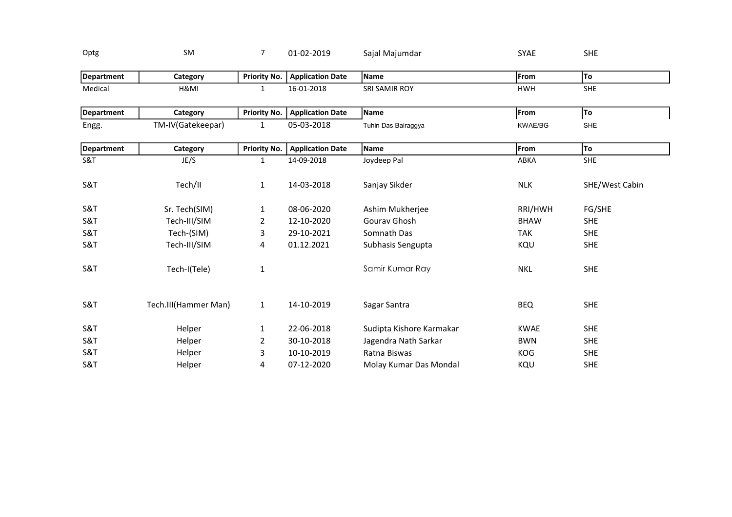| Optg | SM | 7 | 01-02-2019 | Sajal Majumdar | SYAE | SHE |
|---|---|---|---|---|---|---|

| Department | Category | Priority No. | Application Date | Name | From | To |
|---|---|---|---|---|---|---|
| Medical | H&MI | 1 | 16-01-2018 | SRI SAMIR ROY | HWH | SHE |

| Department | Category | Priority No. | Application Date | Name | From | To |
|---|---|---|---|---|---|---|
| Engg. | TM-IV(Gatekeepar) | 1 | 05-03-2018 | Tuhin Das Bairaggya | KWAE/BG | SHE |

| Department | Category | Priority No. | Application Date | Name | From | To |
|---|---|---|---|---|---|---|
| S&T | JE/S | 1 | 14-09-2018 | Joydeep Pal | ABKA | SHE |
| S&T | Tech/II | 1 | 14-03-2018 | Sanjay Sikder | NLK | SHE/West Cabin |
| S&T | Sr. Tech(SIM) | 1 | 08-06-2020 | Ashim Mukherjee | RRI/HWH | FG/SHE |
| S&T | Tech-III/SIM | 2 | 12-10-2020 | Gourav Ghosh | BHAW | SHE |
| S&T | Tech-(SIM) | 3 | 29-10-2021 | Somnath Das | TAK | SHE |
| S&T | Tech-III/SIM | 4 | 01.12.2021 | Subhasis Sengupta | KQU | SHE |
| S&T | Tech-I(Tele) | 1 | | Samir Kumar Ray | NKL | SHE |
| S&T | Tech.III(Hammer Man) | 1 | 14-10-2019 | Sagar Santra | BEQ | SHE |
| S&T | Helper | 1 | 22-06-2018 | Sudipta Kishore Karmakar | KWAE | SHE |
| S&T | Helper | 2 | 30-10-2018 | Jagendra Nath Sarkar | BWN | SHE |
| S&T | Helper | 3 | 10-10-2019 | Ratna Biswas | KOG | SHE |
| S&T | Helper | 4 | 07-12-2020 | Molay Kumar Das Mondal | KQU | SHE |